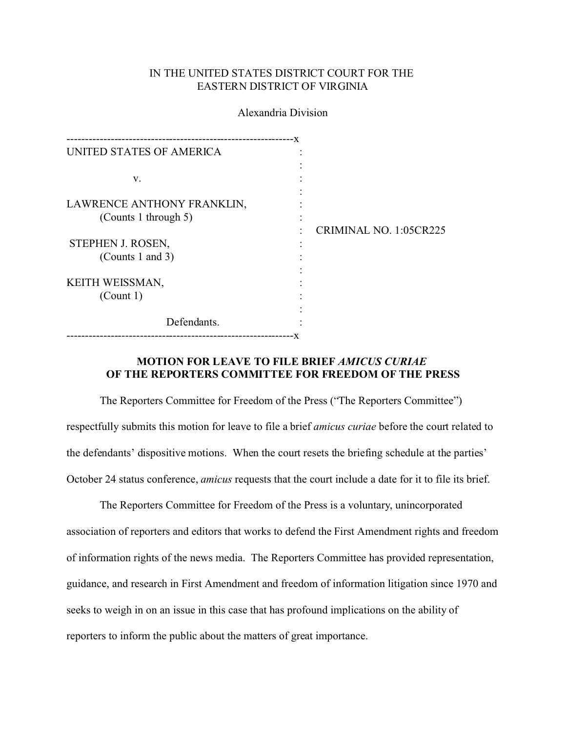IN THE UNITED STATES DISTRICT COURT FOR THE
EASTERN DISTRICT OF VIRGINIA

Alexandria Division

| | |
|---|---|
| UNITED STATES OF AMERICA | |
| v. | |
| LAWRENCE ANTHONY FRANKLIN, (Counts 1 through 5) | CRIMINAL NO. 1:05CR225 |
| STEPHEN J. ROSEN, (Counts 1 and 3) | |
| KEITH WEISSMAN, (Count 1) | |
| Defendants. | |

**MOTION FOR LEAVE TO FILE BRIEF *AMICUS CURIAE* OF THE REPORTERS COMMITTEE FOR FREEDOM OF THE PRESS**

The Reporters Committee for Freedom of the Press ("The Reporters Committee") respectfully submits this motion for leave to file a brief *amicus curiae* before the court related to the defendants' dispositive motions. When the court resets the briefing schedule at the parties' October 24 status conference, *amicus* requests that the court include a date for it to file its brief.

The Reporters Committee for Freedom of the Press is a voluntary, unincorporated association of reporters and editors that works to defend the First Amendment rights and freedom of information rights of the news media. The Reporters Committee has provided representation, guidance, and research in First Amendment and freedom of information litigation since 1970 and seeks to weigh in on an issue in this case that has profound implications on the ability of reporters to inform the public about the matters of great importance.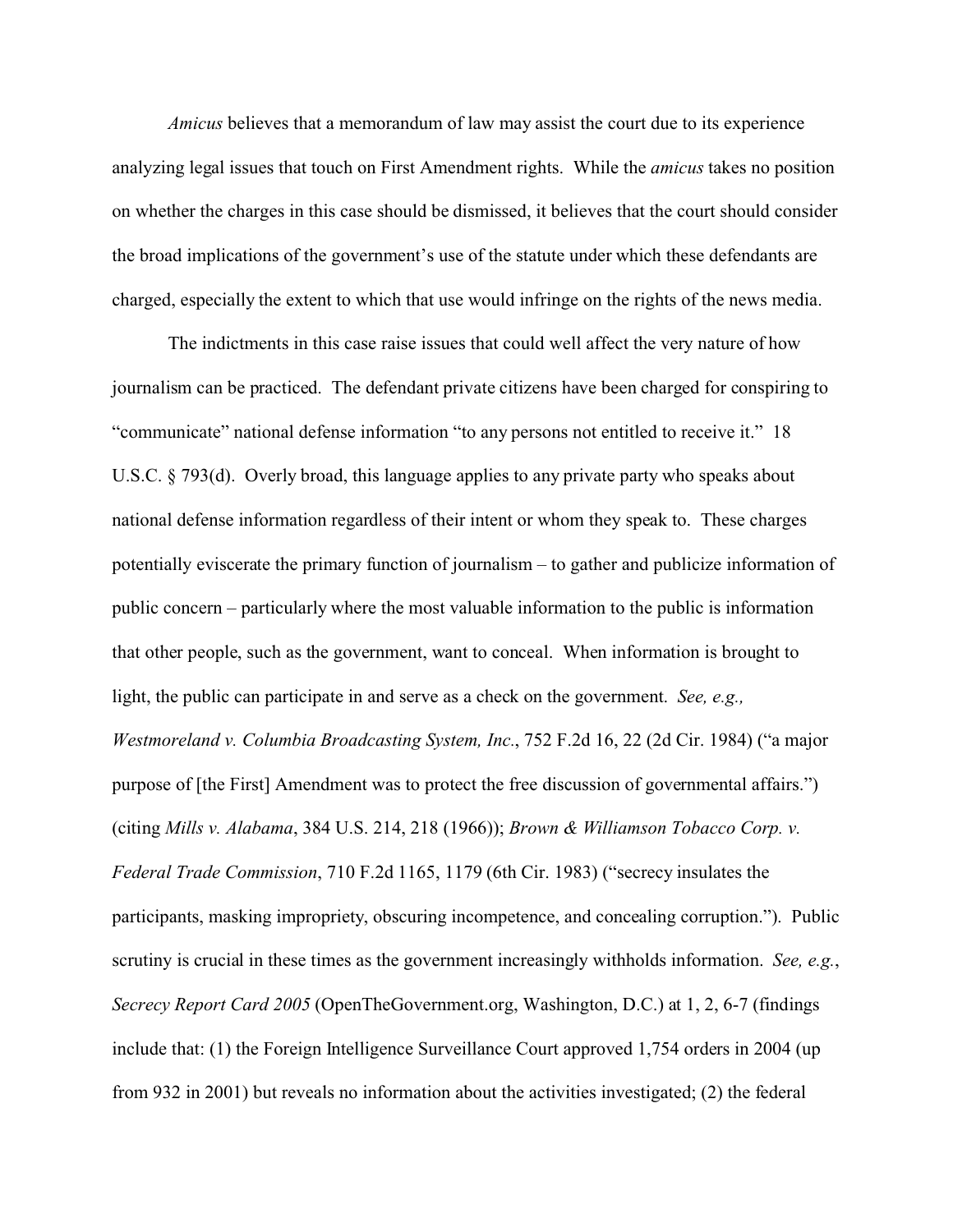*Amicus* believes that a memorandum of law may assist the court due to its experience analyzing legal issues that touch on First Amendment rights. While the *amicus* takes no position on whether the charges in this case should be dismissed, it believes that the court should consider the broad implications of the government's use of the statute under which these defendants are charged, especially the extent to which that use would infringe on the rights of the news media.

The indictments in this case raise issues that could well affect the very nature of how journalism can be practiced. The defendant private citizens have been charged for conspiring to "communicate" national defense information "to any persons not entitled to receive it." 18 U.S.C. § 793(d). Overly broad, this language applies to any private party who speaks about national defense information regardless of their intent or whom they speak to. These charges potentially eviscerate the primary function of journalism – to gather and publicize information of public concern – particularly where the most valuable information to the public is information that other people, such as the government, want to conceal. When information is brought to light, the public can participate in and serve as a check on the government. *See, e.g., Westmoreland v. Columbia Broadcasting System, Inc.*, 752 F.2d 16, 22 (2d Cir. 1984) ("a major purpose of [the First] Amendment was to protect the free discussion of governmental affairs.") (citing *Mills v. Alabama*, 384 U.S. 214, 218 (1966)); *Brown & Williamson Tobacco Corp. v. Federal Trade Commission*, 710 F.2d 1165, 1179 (6th Cir. 1983) ("secrecy insulates the participants, masking impropriety, obscuring incompetence, and concealing corruption."). Public scrutiny is crucial in these times as the government increasingly withholds information. *See, e.g.*, *Secrecy Report Card 2005* (OpenTheGovernment.org, Washington, D.C.) at 1, 2, 6-7 (findings include that: (1) the Foreign Intelligence Surveillance Court approved 1,754 orders in 2004 (up from 932 in 2001) but reveals no information about the activities investigated; (2) the federal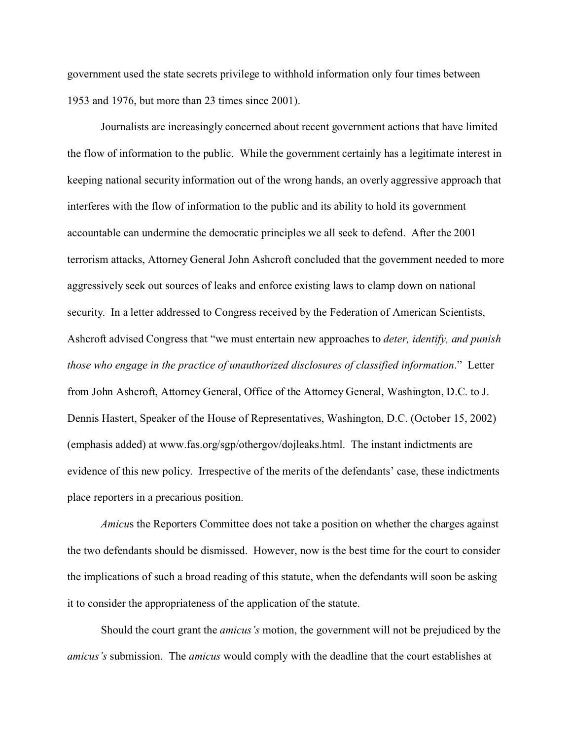government used the state secrets privilege to withhold information only four times between 1953 and 1976, but more than 23 times since 2001).

Journalists are increasingly concerned about recent government actions that have limited the flow of information to the public. While the government certainly has a legitimate interest in keeping national security information out of the wrong hands, an overly aggressive approach that interferes with the flow of information to the public and its ability to hold its government accountable can undermine the democratic principles we all seek to defend. After the 2001 terrorism attacks, Attorney General John Ashcroft concluded that the government needed to more aggressively seek out sources of leaks and enforce existing laws to clamp down on national security. In a letter addressed to Congress received by the Federation of American Scientists, Ashcroft advised Congress that "we must entertain new approaches to *deter, identify, and punish those who engage in the practice of unauthorized disclosures of classified information*." Letter from John Ashcroft, Attorney General, Office of the Attorney General, Washington, D.C. to J. Dennis Hastert, Speaker of the House of Representatives, Washington, D.C. (October 15, 2002) (emphasis added) at www.fas.org/sgp/othergov/dojleaks.html. The instant indictments are evidence of this new policy. Irrespective of the merits of the defendants' case, these indictments place reporters in a precarious position.

*Amicus* the Reporters Committee does not take a position on whether the charges against the two defendants should be dismissed. However, now is the best time for the court to consider the implications of such a broad reading of this statute, when the defendants will soon be asking it to consider the appropriateness of the application of the statute.

Should the court grant the *amicus's* motion, the government will not be prejudiced by the *amicus's* submission. The *amicus* would comply with the deadline that the court establishes at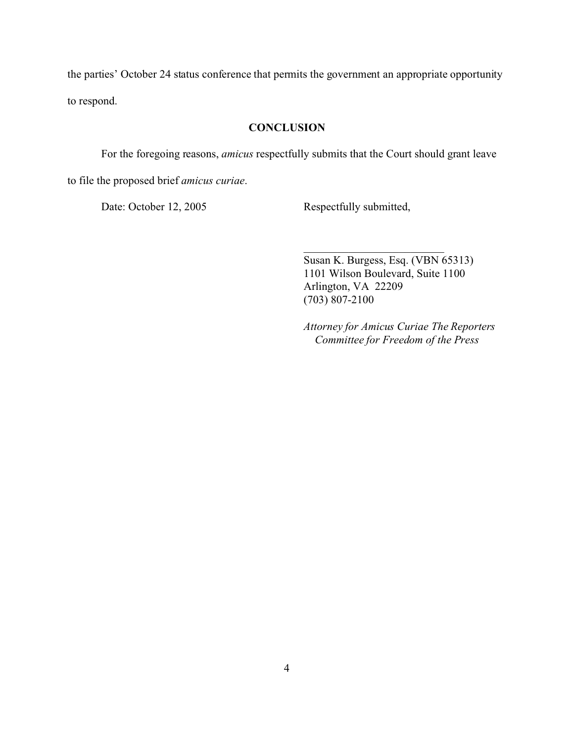the parties' October 24 status conference that permits the government an appropriate opportunity to respond.

## CONCLUSION

For the foregoing reasons, *amicus* respectfully submits that the Court should grant leave to file the proposed brief *amicus curiae*.

Date: October 12, 2005

Respectfully submitted,

\_\_\_\_\_\_\_\_\_\_\_\_\_\_\_\_\_\_\_\_\_\_\_\_\_\_

Susan K. Burgess, Esq. (VBN 65313)
1101 Wilson Boulevard, Suite 1100
Arlington, VA 22209
(703) 807-2100

*Attorney for Amicus Curiae The Reporters Committee for Freedom of the Press*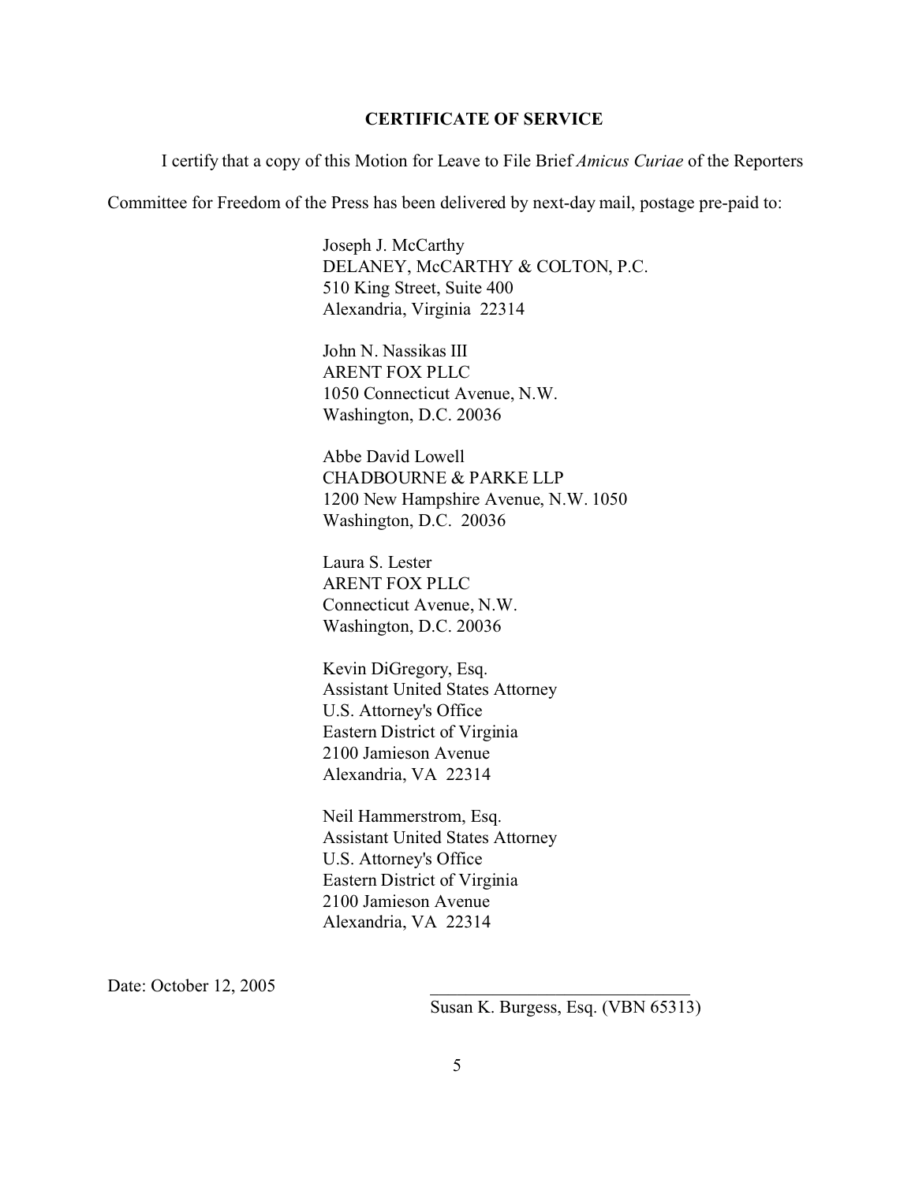## CERTIFICATE OF SERVICE

I certify that a copy of this Motion for Leave to File Brief *Amicus Curiae* of the Reporters Committee for Freedom of the Press has been delivered by next-day mail, postage pre-paid to:

Joseph J. McCarthy
DELANEY, McCARTHY & COLTON, P.C.
510 King Street, Suite 400
Alexandria, Virginia 22314

John N. Nassikas III
ARENT FOX PLLC
1050 Connecticut Avenue, N.W.
Washington, D.C. 20036

Abbe David Lowell
CHADBOURNE & PARKE LLP
1200 New Hampshire Avenue, N.W. 1050
Washington, D.C. 20036

Laura S. Lester
ARENT FOX PLLC
Connecticut Avenue, N.W.
Washington, D.C. 20036

Kevin DiGregory, Esq.
Assistant United States Attorney
U.S. Attorney's Office
Eastern District of Virginia
2100 Jamieson Avenue
Alexandria, VA 22314

Neil Hammerstrom, Esq.
Assistant United States Attorney
U.S. Attorney's Office
Eastern District of Virginia
2100 Jamieson Avenue
Alexandria, VA 22314

Date: October 12, 2005

\_\_\_\_\_\_\_\_\_\_\_\_\_\_\_\_\_\_\_\_\_\_\_\_\_\_\_\_\_\_
Susan K. Burgess, Esq. (VBN 65313)